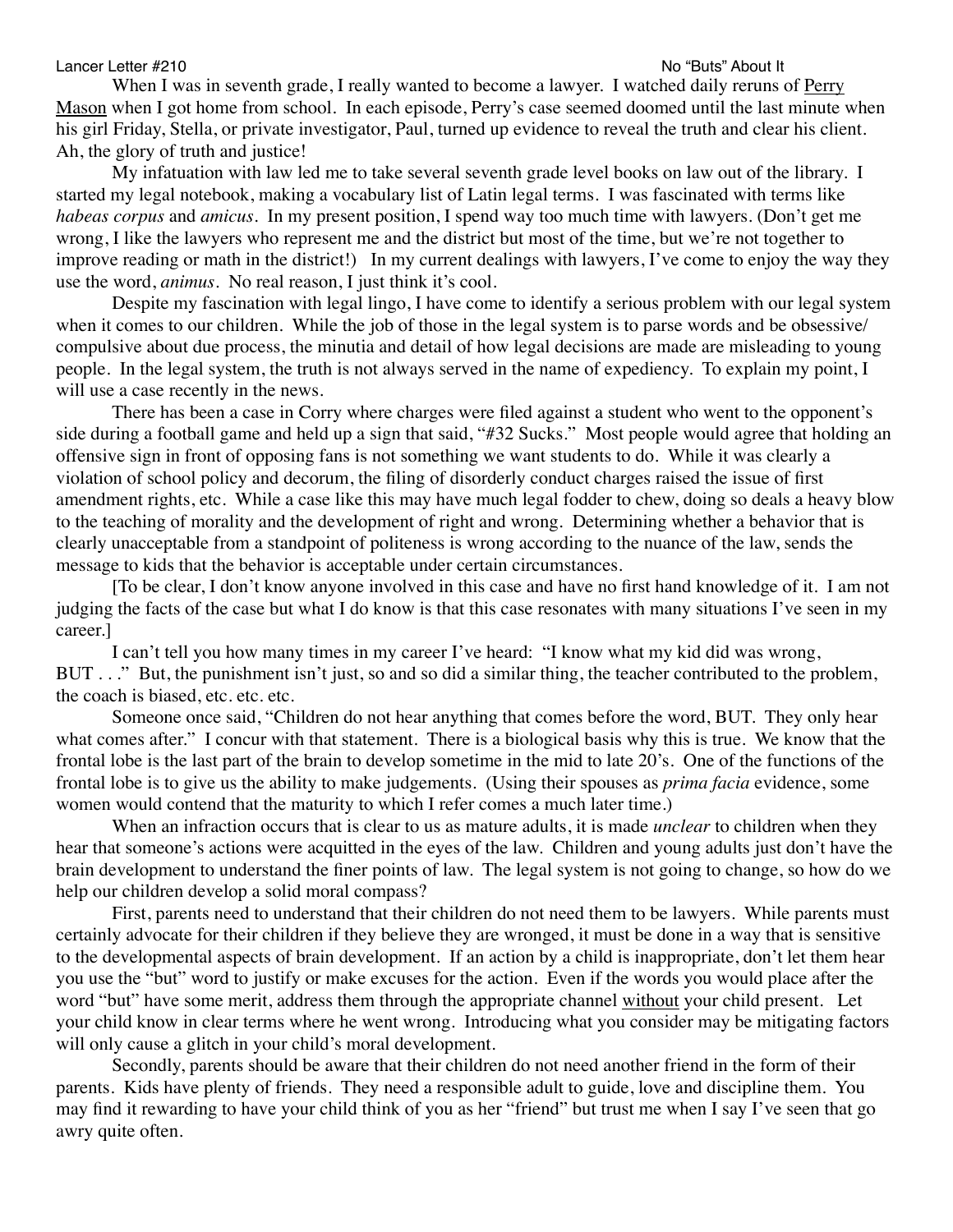Lancer Letter #210 — No "Buts" About It

When I was in seventh grade, I really wanted to become a lawyer. I watched daily reruns of Perry Mason when I got home from school. In each episode, Perry's case seemed doomed until the last minute when his girl Friday, Stella, or private investigator, Paul, turned up evidence to reveal the truth and clear his client. Ah, the glory of truth and justice!

My infatuation with law led me to take several seventh grade level books on law out of the library. I started my legal notebook, making a vocabulary list of Latin legal terms. I was fascinated with terms like *habeas corpus* and *amicus*. In my present position, I spend way too much time with lawyers. (Don't get me wrong, I like the lawyers who represent me and the district but most of the time, but we're not together to improve reading or math in the district!) In my current dealings with lawyers, I've come to enjoy the way they use the word, *animus*. No real reason, I just think it's cool.

Despite my fascination with legal lingo, I have come to identify a serious problem with our legal system when it comes to our children. While the job of those in the legal system is to parse words and be obsessive/compulsive about due process, the minutia and detail of how legal decisions are made are misleading to young people. In the legal system, the truth is not always served in the name of expediency. To explain my point, I will use a case recently in the news.

There has been a case in Corry where charges were filed against a student who went to the opponent's side during a football game and held up a sign that said, "#32 Sucks." Most people would agree that holding an offensive sign in front of opposing fans is not something we want students to do. While it was clearly a violation of school policy and decorum, the filing of disorderly conduct charges raised the issue of first amendment rights, etc. While a case like this may have much legal fodder to chew, doing so deals a heavy blow to the teaching of morality and the development of right and wrong. Determining whether a behavior that is clearly unacceptable from a standpoint of politeness is wrong according to the nuance of the law, sends the message to kids that the behavior is acceptable under certain circumstances.

[To be clear, I don't know anyone involved in this case and have no first hand knowledge of it. I am not judging the facts of the case but what I do know is that this case resonates with many situations I've seen in my career.]

I can't tell you how many times in my career I've heard: "I know what my kid did was wrong, BUT . . ." But, the punishment isn't just, so and so did a similar thing, the teacher contributed to the problem, the coach is biased, etc. etc. etc.

Someone once said, "Children do not hear anything that comes before the word, BUT. They only hear what comes after." I concur with that statement. There is a biological basis why this is true. We know that the frontal lobe is the last part of the brain to develop sometime in the mid to late 20's. One of the functions of the frontal lobe is to give us the ability to make judgements. (Using their spouses as *prima facia* evidence, some women would contend that the maturity to which I refer comes a much later time.)

When an infraction occurs that is clear to us as mature adults, it is made *unclear* to children when they hear that someone's actions were acquitted in the eyes of the law. Children and young adults just don't have the brain development to understand the finer points of law. The legal system is not going to change, so how do we help our children develop a solid moral compass?

First, parents need to understand that their children do not need them to be lawyers. While parents must certainly advocate for their children if they believe they are wronged, it must be done in a way that is sensitive to the developmental aspects of brain development. If an action by a child is inappropriate, don't let them hear you use the "but" word to justify or make excuses for the action. Even if the words you would place after the word "but" have some merit, address them through the appropriate channel without your child present. Let your child know in clear terms where he went wrong. Introducing what you consider may be mitigating factors will only cause a glitch in your child's moral development.

Secondly, parents should be aware that their children do not need another friend in the form of their parents. Kids have plenty of friends. They need a responsible adult to guide, love and discipline them. You may find it rewarding to have your child think of you as her "friend" but trust me when I say I've seen that go awry quite often.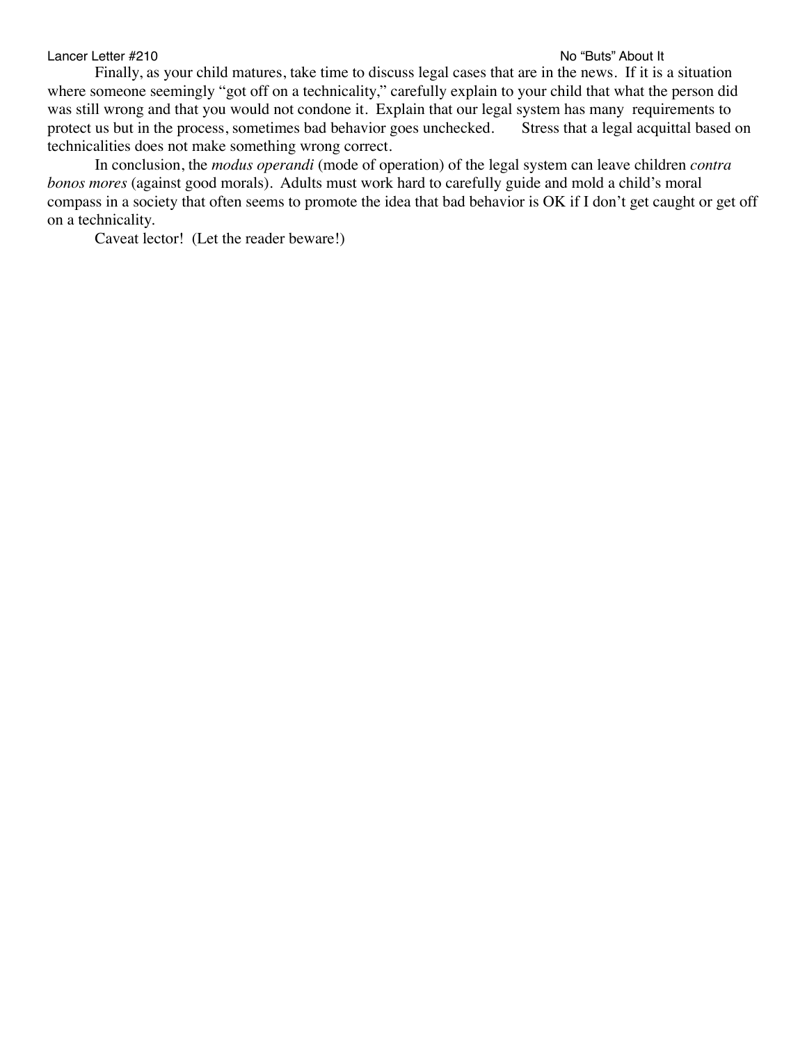Finally, as your child matures, take time to discuss legal cases that are in the news. If it is a situation where someone seemingly "got off on a technicality," carefully explain to your child that what the person did was still wrong and that you would not condone it. Explain that our legal system has many requirements to protect us but in the process, sometimes bad behavior goes unchecked. Stress that a legal acquittal based on technicalities does not make something wrong correct.

In conclusion, the *modus operandi* (mode of operation) of the legal system can leave children *contra bonos mores* (against good morals). Adults must work hard to carefully guide and mold a child's moral compass in a society that often seems to promote the idea that bad behavior is OK if I don't get caught or get off on a technicality.

Caveat lector! (Let the reader beware!)